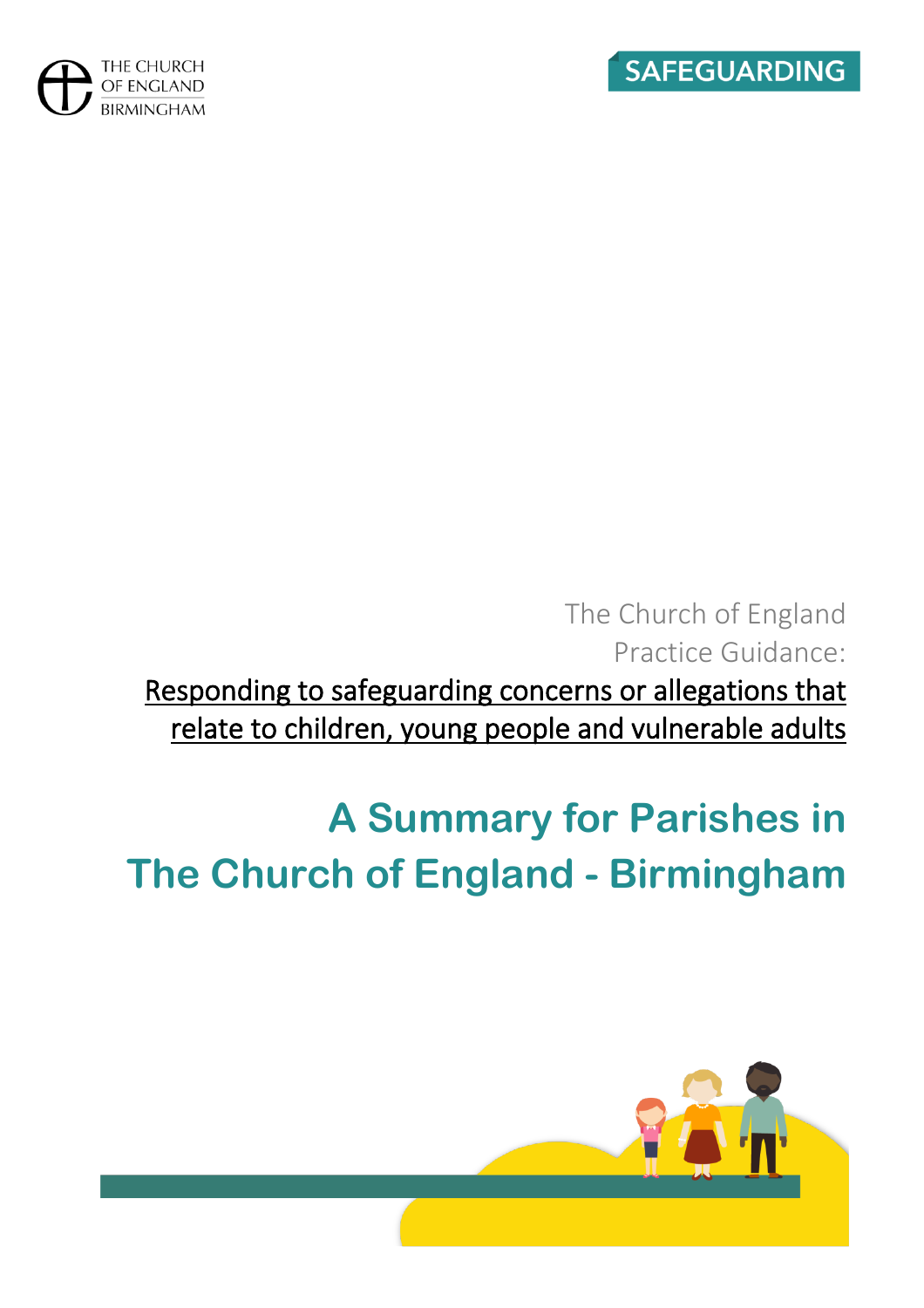THE CHURCH OF ENGLAND BIRMINGHAM

SAFEGUARDING

The Church of England
Practice Guidance:

Responding to safeguarding concerns or allegations that relate to children, young people and vulnerable adults

# A Summary for Parishes in The Church of England - Birmingham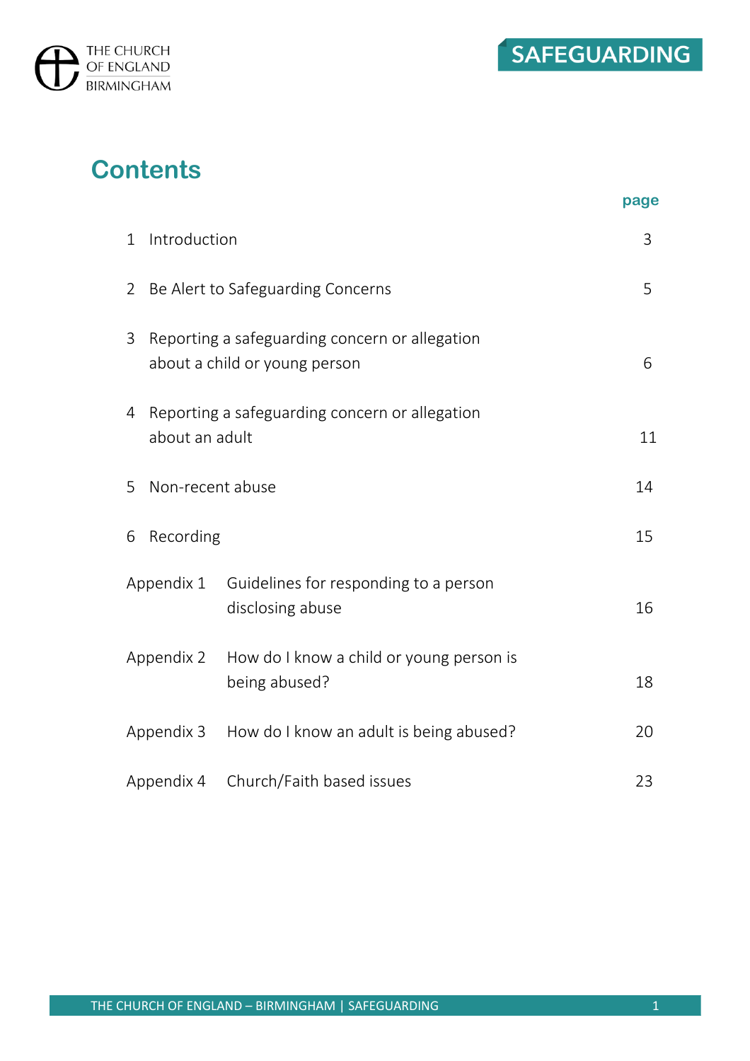# Contents

| | | page |
|---|---|---|
| 1 | Introduction | 3 |
| 2 | Be Alert to Safeguarding Concerns | 5 |
| 3 | Reporting a safeguarding concern or allegation about a child or young person | 6 |
| 4 | Reporting a safeguarding concern or allegation about an adult | 11 |
| 5 | Non-recent abuse | 14 |
| 6 | Recording | 15 |
| Appendix 1 | Guidelines for responding to a person disclosing abuse | 16 |
| Appendix 2 | How do I know a child or young person is being abused? | 18 |
| Appendix 3 | How do I know an adult is being abused? | 20 |
| Appendix 4 | Church/Faith based issues | 23 |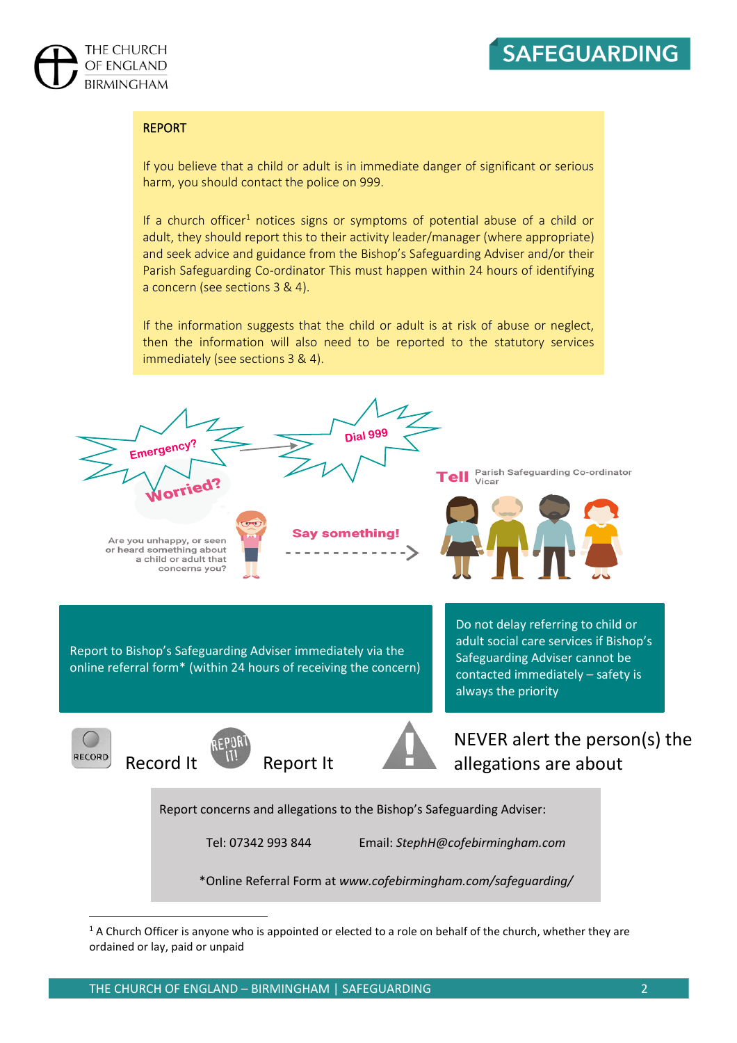## REPORT

If you believe that a child or adult is in immediate danger of significant or serious harm, you should contact the police on 999.

If a church officer[1] notices signs or symptoms of potential abuse of a child or adult, they should report this to their activity leader/manager (where appropriate) and seek advice and guidance from the Bishop's Safeguarding Adviser and/or their Parish Safeguarding Co-ordinator This must happen within 24 hours of identifying a concern (see sections 3 & 4).

If the information suggests that the child or adult is at risk of abuse or neglect, then the information will also need to be reported to the statutory services immediately (see sections 3 & 4).

Emergency? → Dial 999

Worried?

Are you unhappy, or seen or heard something about a child or adult that concerns you?

Say something! → **Tell** Parish Safeguarding Co-ordinator / Vicar

Report to Bishop's Safeguarding Adviser immediately via the online referral form* (within 24 hours of receiving the concern)

Do not delay referring to child or adult social care services if Bishop's Safeguarding Adviser cannot be contacted immediately – safety is always the priority

Record It    Report It

NEVER alert the person(s) the allegations are about

Report concerns and allegations to the Bishop's Safeguarding Adviser:

Tel: 07342 993 844    Email: *StephH@cofebirmingham.com*

*Online Referral Form at *www.cofebirmingham.com/safeguarding/*

[1] A Church Officer is anyone who is appointed or elected to a role on behalf of the church, whether they are ordained or lay, paid or unpaid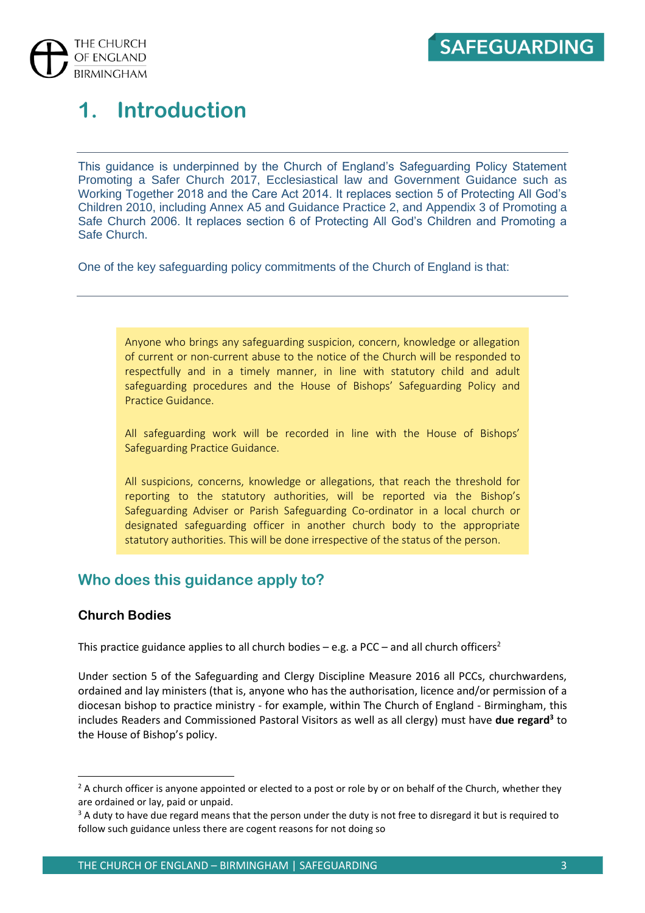# 1. Introduction

This guidance is underpinned by the Church of England's Safeguarding Policy Statement Promoting a Safer Church 2017, Ecclesiastical law and Government Guidance such as Working Together 2018 and the Care Act 2014. It replaces section 5 of Protecting All God's Children 2010, including Annex A5 and Guidance Practice 2, and Appendix 3 of Promoting a Safe Church 2006. It replaces section 6 of Protecting All God's Children and Promoting a Safe Church.

One of the key safeguarding policy commitments of the Church of England is that:

> Anyone who brings any safeguarding suspicion, concern, knowledge or allegation of current or non-current abuse to the notice of the Church will be responded to respectfully and in a timely manner, in line with statutory child and adult safeguarding procedures and the House of Bishops' Safeguarding Policy and Practice Guidance.
>
> All safeguarding work will be recorded in line with the House of Bishops' Safeguarding Practice Guidance.
>
> All suspicions, concerns, knowledge or allegations, that reach the threshold for reporting to the statutory authorities, will be reported via the Bishop's Safeguarding Adviser or Parish Safeguarding Co-ordinator in a local church or designated safeguarding officer in another church body to the appropriate statutory authorities. This will be done irrespective of the status of the person.

## Who does this guidance apply to?

### Church Bodies

This practice guidance applies to all church bodies – e.g. a PCC – and all church officers[2]

Under section 5 of the Safeguarding and Clergy Discipline Measure 2016 all PCCs, churchwardens, ordained and lay ministers (that is, anyone who has the authorisation, licence and/or permission of a diocesan bishop to practice ministry - for example, within The Church of England - Birmingham, this includes Readers and Commissioned Pastoral Visitors as well as all clergy) must have **due regard**[3] to the House of Bishop's policy.

---

[2] A church officer is anyone appointed or elected to a post or role by or on behalf of the Church, whether they are ordained or lay, paid or unpaid.

[3] A duty to have due regard means that the person under the duty is not free to disregard it but is required to follow such guidance unless there are cogent reasons for not doing so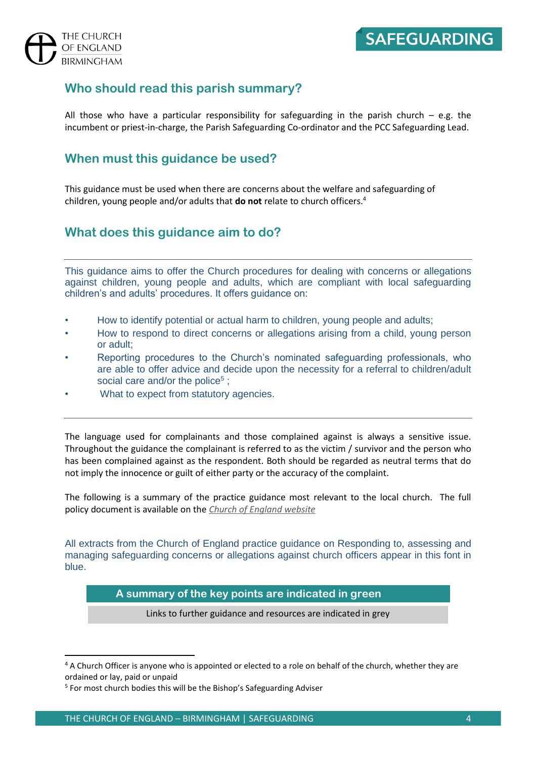## Who should read this parish summary?

All those who have a particular responsibility for safeguarding in the parish church – e.g. the incumbent or priest-in-charge, the Parish Safeguarding Co-ordinator and the PCC Safeguarding Lead.

## When must this guidance be used?

This guidance must be used when there are concerns about the welfare and safeguarding of children, young people and/or adults that **do not** relate to church officers.[4]

## What does this guidance aim to do?

This guidance aims to offer the Church procedures for dealing with concerns or allegations against children, young people and adults, which are compliant with local safeguarding children's and adults' procedures. It offers guidance on:

- How to identify potential or actual harm to children, young people and adults;
- How to respond to direct concerns or allegations arising from a child, young person or adult;
- Reporting procedures to the Church's nominated safeguarding professionals, who are able to offer advice and decide upon the necessity for a referral to children/adult social care and/or the police[5] ;
- What to expect from statutory agencies.

The language used for complainants and those complained against is always a sensitive issue. Throughout the guidance the complainant is referred to as the victim / survivor and the person who has been complained against as the respondent. Both should be regarded as neutral terms that do not imply the innocence or guilt of either party or the accuracy of the complaint.

The following is a summary of the practice guidance most relevant to the local church. The full policy document is available on the *Church of England website*

All extracts from the Church of England practice guidance on Responding to, assessing and managing safeguarding concerns or allegations against church officers appear in this font in blue.

**A summary of the key points are indicated in green**

Links to further guidance and resources are indicated in grey

---

[4] A Church Officer is anyone who is appointed or elected to a role on behalf of the church, whether they are ordained or lay, paid or unpaid

[5] For most church bodies this will be the Bishop's Safeguarding Adviser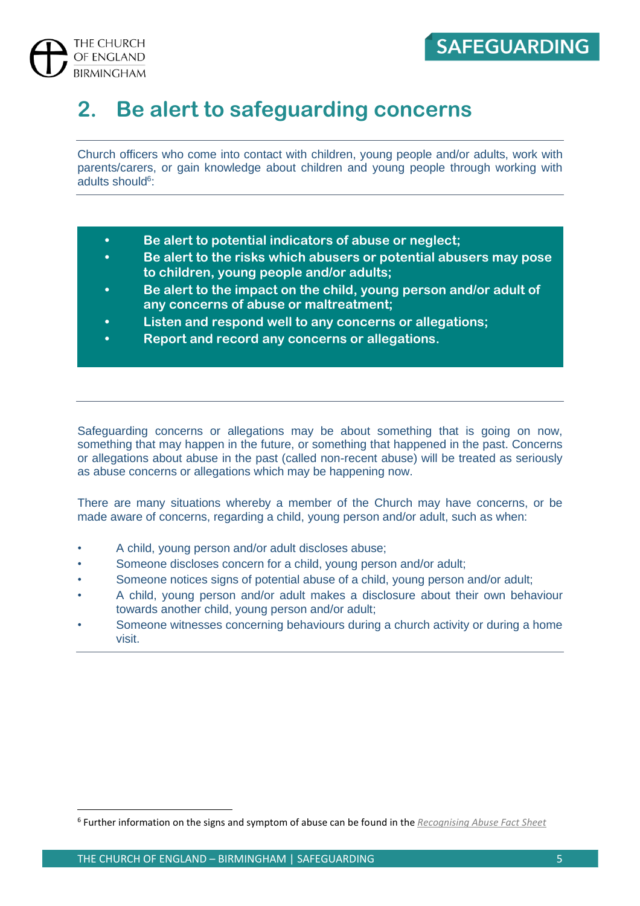## 2. Be alert to safeguarding concerns

Church officers who come into contact with children, young people and/or adults, work with parents/carers, or gain knowledge about children and young people through working with adults should[6]:

- **Be alert to potential indicators of abuse or neglect;**
- **Be alert to the risks which abusers or potential abusers may pose to children, young people and/or adults;**
- **Be alert to the impact on the child, young person and/or adult of any concerns of abuse or maltreatment;**
- **Listen and respond well to any concerns or allegations;**
- **Report and record any concerns or allegations.**

Safeguarding concerns or allegations may be about something that is going on now, something that may happen in the future, or something that happened in the past. Concerns or allegations about abuse in the past (called non-recent abuse) will be treated as seriously as abuse concerns or allegations which may be happening now.

There are many situations whereby a member of the Church may have concerns, or be made aware of concerns, regarding a child, young person and/or adult, such as when:

- A child, young person and/or adult discloses abuse;
- Someone discloses concern for a child, young person and/or adult;
- Someone notices signs of potential abuse of a child, young person and/or adult;
- A child, young person and/or adult makes a disclosure about their own behaviour towards another child, young person and/or adult;
- Someone witnesses concerning behaviours during a church activity or during a home visit.

[6] Further information on the signs and symptom of abuse can be found in the *Recognising Abuse Fact Sheet*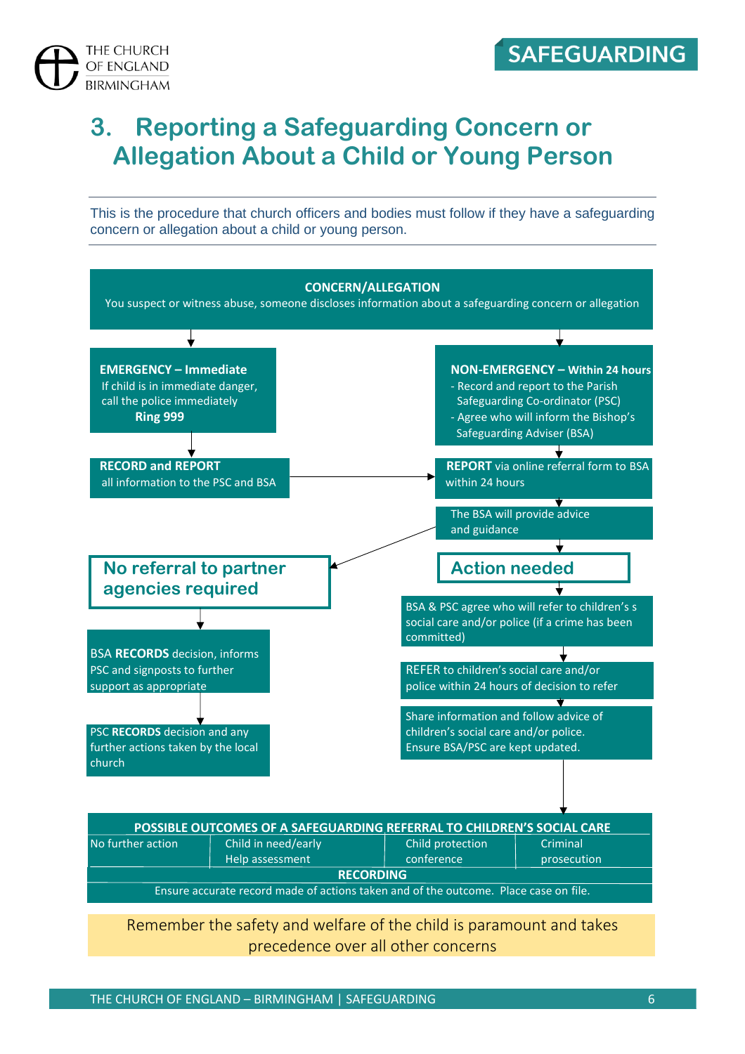# 3. Reporting a Safeguarding Concern or Allegation About a Child or Young Person

This is the procedure that church officers and bodies must follow if they have a safeguarding concern or allegation about a child or young person.

**CONCERN/ALLEGATION**
You suspect or witness abuse, someone discloses information about a safeguarding concern or allegation

**EMERGENCY – Immediate**
If child is in immediate danger, call the police immediately
**Ring 999**

**RECORD and REPORT**
all information to the PSC and BSA

**NON-EMERGENCY – Within 24 hours**
- Record and report to the Parish Safeguarding Co-ordinator (PSC)
- Agree who will inform the Bishop's Safeguarding Adviser (BSA)

**REPORT** via online referral form to BSA within 24 hours

The BSA will provide advice and guidance

## No referral to partner agencies required

BSA **RECORDS** decision, informs PSC and signposts to further support as appropriate

PSC **RECORDS** decision and any further actions taken by the local church

## Action needed

BSA & PSC agree who will refer to children's s social care and/or police (if a crime has been committed)

REFER to children's social care and/or police within 24 hours of decision to refer

Share information and follow advice of children's social care and/or police. Ensure BSA/PSC are kept updated.

| POSSIBLE OUTCOMES OF A SAFEGUARDING REFERRAL TO CHILDREN'S SOCIAL CARE | | | |
|---|---|---|---|
| No further action | Child in need/early Help assessment | Child protection conference | Criminal prosecution |

**RECORDING**
Ensure accurate record made of actions taken and of the outcome. Place case on file.

Remember the safety and welfare of the child is paramount and takes precedence over all other concerns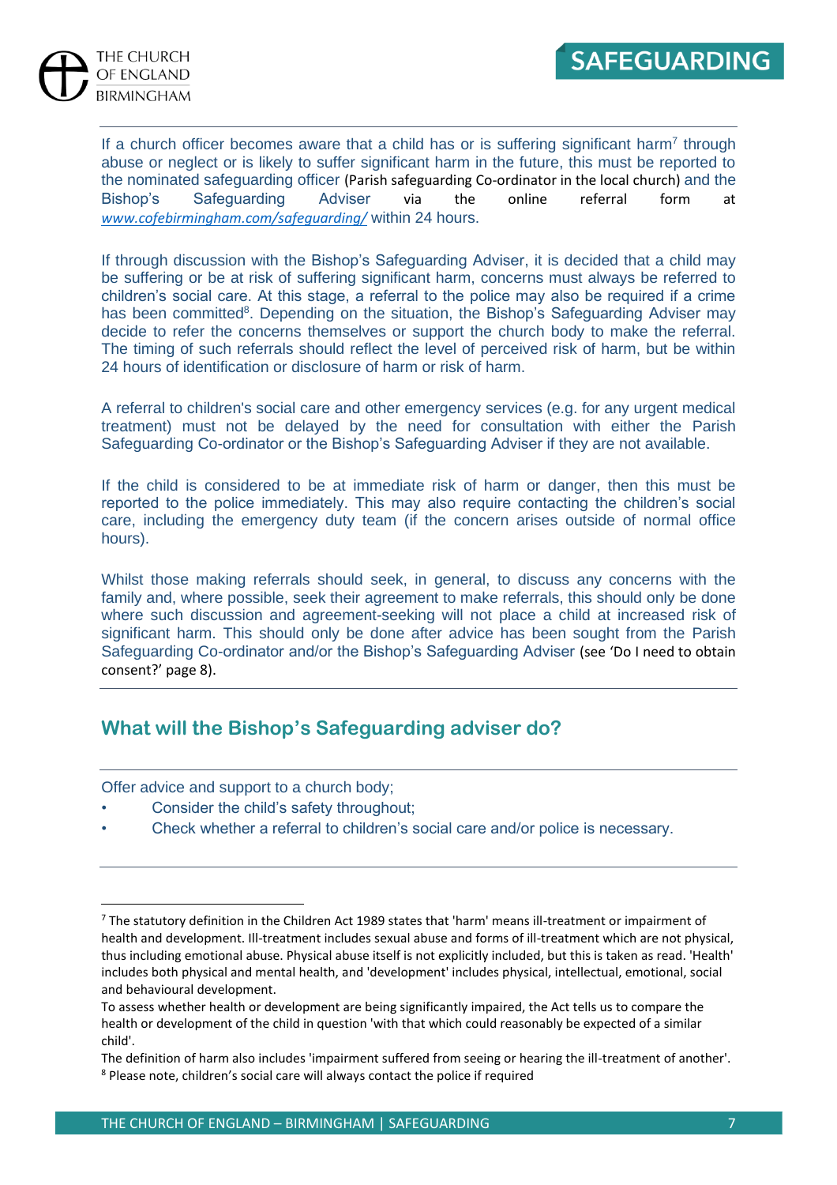If a church officer becomes aware that a child has or is suffering significant harm[7] through abuse or neglect or is likely to suffer significant harm in the future, this must be reported to the nominated safeguarding officer (Parish safeguarding Co-ordinator in the local church) and the Bishop's Safeguarding Adviser via the online referral form at *www.cofebirmingham.com/safeguarding/* within 24 hours.

If through discussion with the Bishop's Safeguarding Adviser, it is decided that a child may be suffering or be at risk of suffering significant harm, concerns must always be referred to children's social care. At this stage, a referral to the police may also be required if a crime has been committed[8]. Depending on the situation, the Bishop's Safeguarding Adviser may decide to refer the concerns themselves or support the church body to make the referral. The timing of such referrals should reflect the level of perceived risk of harm, but be within 24 hours of identification or disclosure of harm or risk of harm.

A referral to children's social care and other emergency services (e.g. for any urgent medical treatment) must not be delayed by the need for consultation with either the Parish Safeguarding Co-ordinator or the Bishop's Safeguarding Adviser if they are not available.

If the child is considered to be at immediate risk of harm or danger, then this must be reported to the police immediately. This may also require contacting the children's social care, including the emergency duty team (if the concern arises outside of normal office hours).

Whilst those making referrals should seek, in general, to discuss any concerns with the family and, where possible, seek their agreement to make referrals, this should only be done where such discussion and agreement-seeking will not place a child at increased risk of significant harm. This should only be done after advice has been sought from the Parish Safeguarding Co-ordinator and/or the Bishop's Safeguarding Adviser (see 'Do I need to obtain consent?' page 8).

## What will the Bishop's Safeguarding adviser do?

Offer advice and support to a church body;

- Consider the child's safety throughout;
- Check whether a referral to children's social care and/or police is necessary.

---

[7] The statutory definition in the Children Act 1989 states that 'harm' means ill-treatment or impairment of health and development. Ill-treatment includes sexual abuse and forms of ill-treatment which are not physical, thus including emotional abuse. Physical abuse itself is not explicitly included, but this is taken as read. 'Health' includes both physical and mental health, and 'development' includes physical, intellectual, emotional, social and behavioural development.

To assess whether health or development are being significantly impaired, the Act tells us to compare the health or development of the child in question 'with that which could reasonably be expected of a similar child'.

The definition of harm also includes 'impairment suffered from seeing or hearing the ill-treatment of another'.

[8] Please note, children's social care will always contact the police if required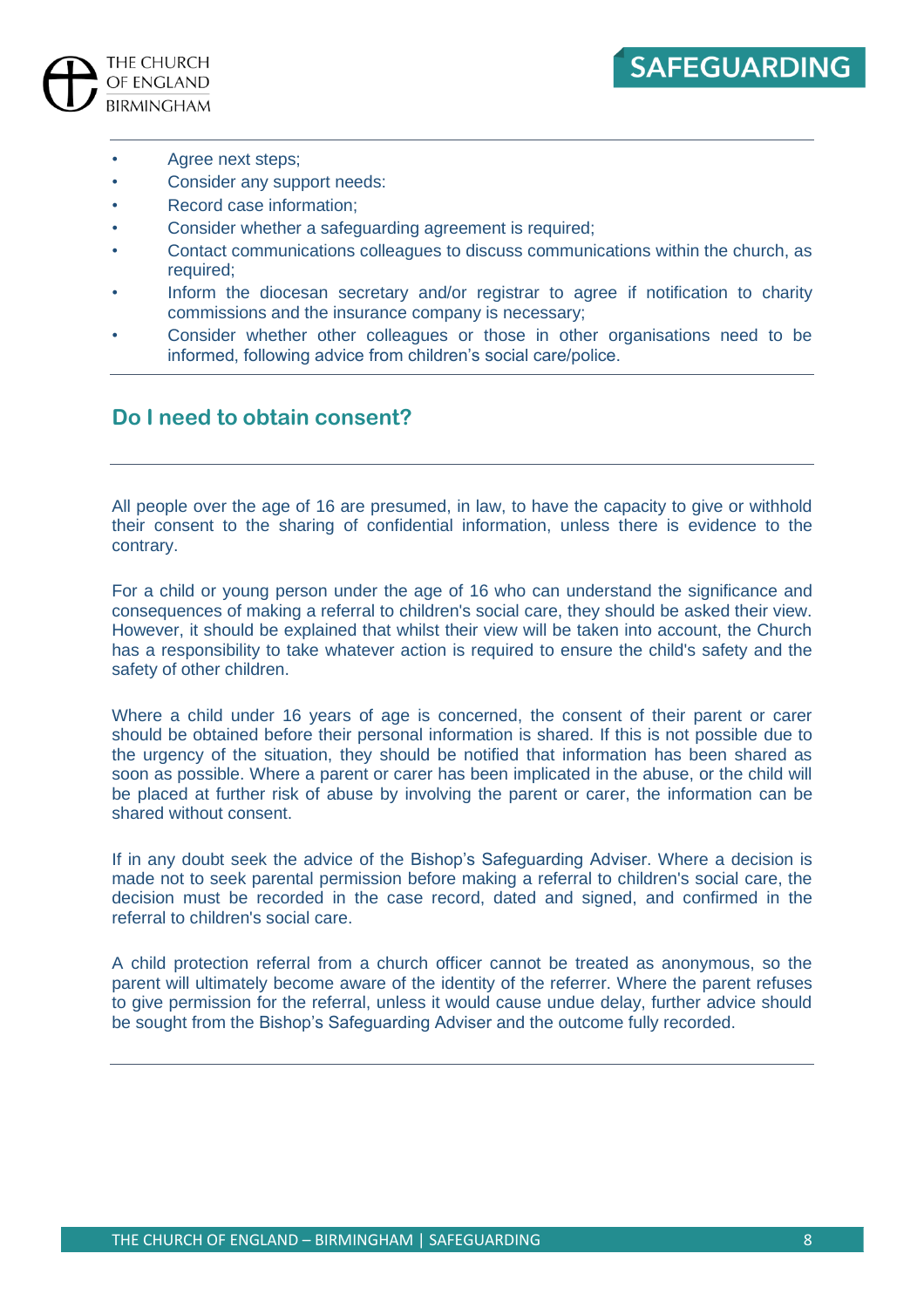- Agree next steps;
- Consider any support needs:
- Record case information;
- Consider whether a safeguarding agreement is required;
- Contact communications colleagues to discuss communications within the church, as required;
- Inform the diocesan secretary and/or registrar to agree if notification to charity commissions and the insurance company is necessary;
- Consider whether other colleagues or those in other organisations need to be informed, following advice from children's social care/police.

## Do I need to obtain consent?

All people over the age of 16 are presumed, in law, to have the capacity to give or withhold their consent to the sharing of confidential information, unless there is evidence to the contrary.

For a child or young person under the age of 16 who can understand the significance and consequences of making a referral to children's social care, they should be asked their view. However, it should be explained that whilst their view will be taken into account, the Church has a responsibility to take whatever action is required to ensure the child's safety and the safety of other children.

Where a child under 16 years of age is concerned, the consent of their parent or carer should be obtained before their personal information is shared. If this is not possible due to the urgency of the situation, they should be notified that information has been shared as soon as possible. Where a parent or carer has been implicated in the abuse, or the child will be placed at further risk of abuse by involving the parent or carer, the information can be shared without consent.

If in any doubt seek the advice of the Bishop's Safeguarding Adviser. Where a decision is made not to seek parental permission before making a referral to children's social care, the decision must be recorded in the case record, dated and signed, and confirmed in the referral to children's social care.

A child protection referral from a church officer cannot be treated as anonymous, so the parent will ultimately become aware of the identity of the referrer. Where the parent refuses to give permission for the referral, unless it would cause undue delay, further advice should be sought from the Bishop's Safeguarding Adviser and the outcome fully recorded.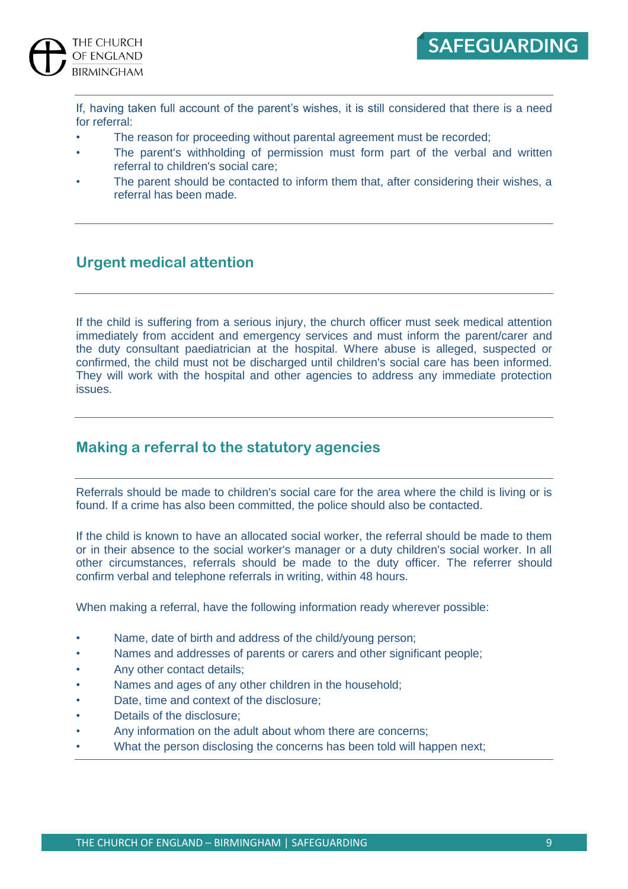If, having taken full account of the parent's wishes, it is still considered that there is a need for referral:

- The reason for proceeding without parental agreement must be recorded;
- The parent's withholding of permission must form part of the verbal and written referral to children's social care;
- The parent should be contacted to inform them that, after considering their wishes, a referral has been made.

## Urgent medical attention

If the child is suffering from a serious injury, the church officer must seek medical attention immediately from accident and emergency services and must inform the parent/carer and the duty consultant paediatrician at the hospital. Where abuse is alleged, suspected or confirmed, the child must not be discharged until children's social care has been informed. They will work with the hospital and other agencies to address any immediate protection issues.

## Making a referral to the statutory agencies

Referrals should be made to children's social care for the area where the child is living or is found. If a crime has also been committed, the police should also be contacted.

If the child is known to have an allocated social worker, the referral should be made to them or in their absence to the social worker's manager or a duty children's social worker. In all other circumstances, referrals should be made to the duty officer. The referrer should confirm verbal and telephone referrals in writing, within 48 hours.

When making a referral, have the following information ready wherever possible:

- Name, date of birth and address of the child/young person;
- Names and addresses of parents or carers and other significant people;
- Any other contact details;
- Names and ages of any other children in the household;
- Date, time and context of the disclosure;
- Details of the disclosure;
- Any information on the adult about whom there are concerns;
- What the person disclosing the concerns has been told will happen next;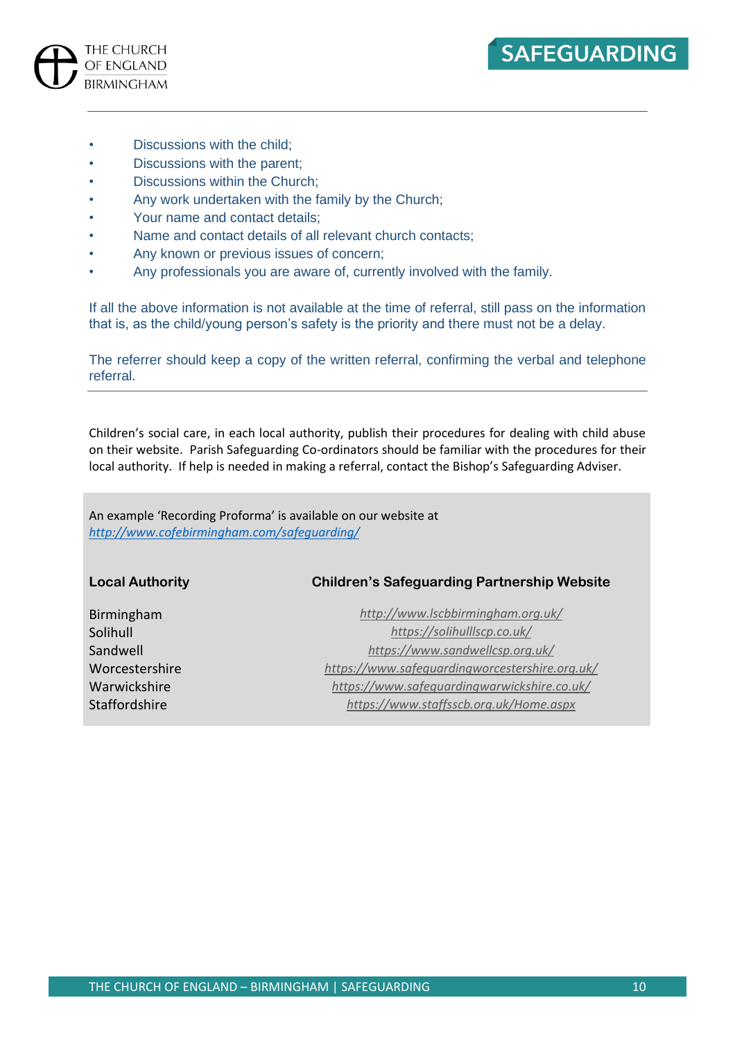- Discussions with the child;
- Discussions with the parent;
- Discussions within the Church;
- Any work undertaken with the family by the Church;
- Your name and contact details;
- Name and contact details of all relevant church contacts;
- Any known or previous issues of concern;
- Any professionals you are aware of, currently involved with the family.

If all the above information is not available at the time of referral, still pass on the information that is, as the child/young person's safety is the priority and there must not be a delay.

The referrer should keep a copy of the written referral, confirming the verbal and telephone referral.

---

Children's social care, in each local authority, publish their procedures for dealing with child abuse on their website. Parish Safeguarding Co-ordinators should be familiar with the procedures for their local authority. If help is needed in making a referral, contact the Bishop's Safeguarding Adviser.

An example 'Recording Proforma' is available on our website at *http://www.cofebirmingham.com/safeguarding/*

| Local Authority | Children's Safeguarding Partnership Website |
|---|---|
| Birmingham | *http://www.lscbbirmingham.org.uk/* |
| Solihull | *https://solihulllscp.co.uk/* |
| Sandwell | *https://www.sandwellcsp.org.uk/* |
| Worcestershire | *https://www.safeguardingworcestershire.org.uk/* |
| Warwickshire | *https://www.safeguardingwarwickshire.co.uk/* |
| Staffordshire | *https://www.staffsscb.org.uk/Home.aspx* |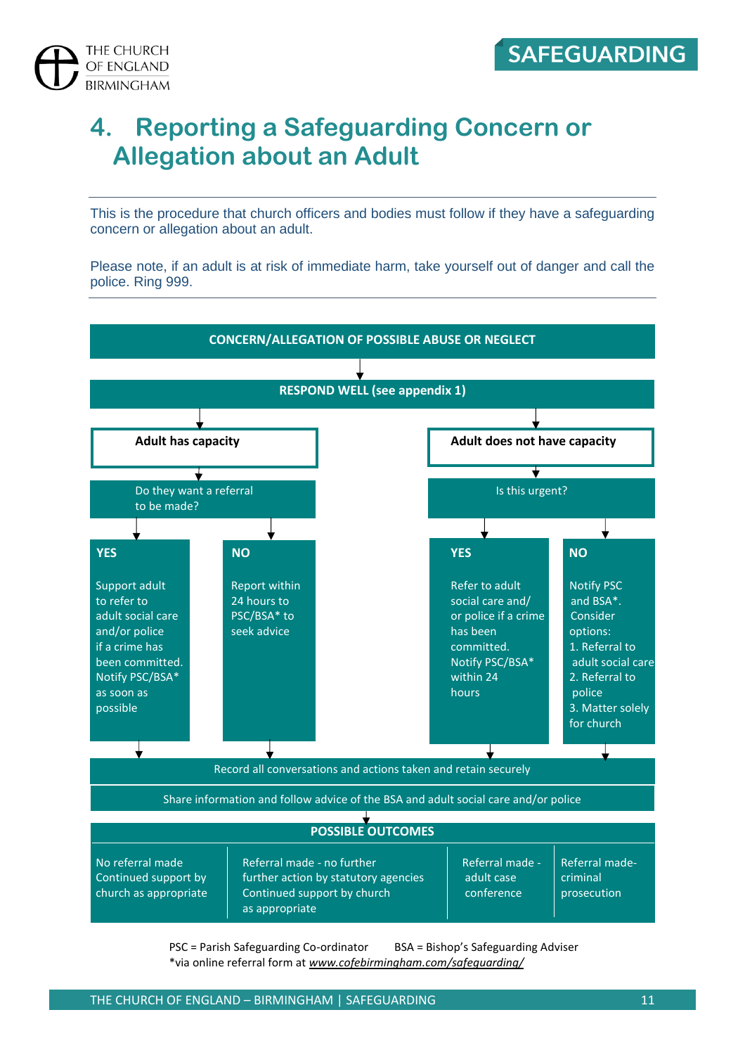# 4. Reporting a Safeguarding Concern or Allegation about an Adult

This is the procedure that church officers and bodies must follow if they have a safeguarding concern or allegation about an adult.

Please note, if an adult is at risk of immediate harm, take yourself out of danger and call the police. Ring 999.

**CONCERN/ALLEGATION OF POSSIBLE ABUSE OR NEGLECT**

↓

**RESPOND WELL (see appendix 1)**

**Adult has capacity**

Do they want a referral to be made?

- **YES** – Support adult to refer to adult social care and/or police if a crime has been committed. Notify PSC/BSA* as soon as possible
- **NO** – Report within 24 hours to PSC/BSA* to seek advice

**Adult does not have capacity**

Is this urgent?

- **YES** – Refer to adult social care and/ or police if a crime has been committed. Notify PSC/BSA* within 24 hours
- **NO** – Notify PSC and BSA*. Consider options:
  1. Referral to adult social care
  2. Referral to police
  3. Matter solely for church

↓

Record all conversations and actions taken and retain securely

Share information and follow advice of the BSA and adult social care and/or police

↓

**POSSIBLE OUTCOMES**

| No referral made<br>Continued support by church as appropriate | Referral made - no further further action by statutory agencies<br>Continued support by church as appropriate | Referral made - adult case conference | Referral made- criminal prosecution |
|---|---|---|---|

PSC = Parish Safeguarding Co-ordinator BSA = Bishop's Safeguarding Adviser
*via online referral form at *www.cofebirmingham.com/safeguarding/*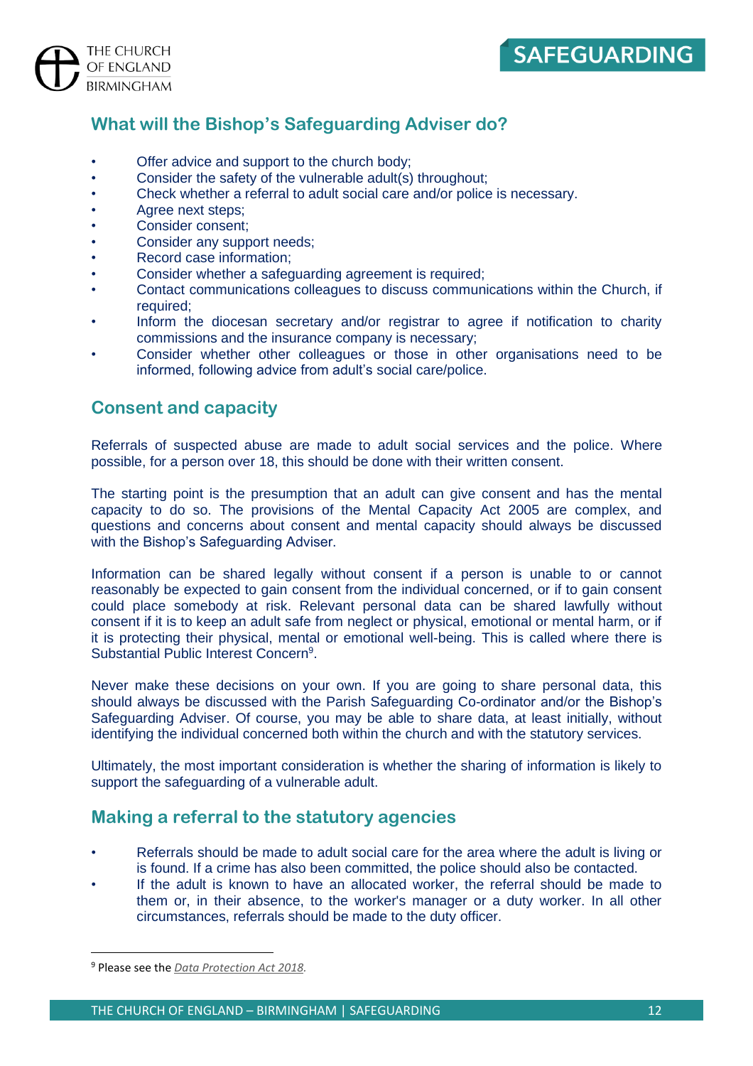## What will the Bishop's Safeguarding Adviser do?

- Offer advice and support to the church body;
- Consider the safety of the vulnerable adult(s) throughout;
- Check whether a referral to adult social care and/or police is necessary.
- Agree next steps;
- Consider consent;
- Consider any support needs;
- Record case information;
- Consider whether a safeguarding agreement is required;
- Contact communications colleagues to discuss communications within the Church, if required;
- Inform the diocesan secretary and/or registrar to agree if notification to charity commissions and the insurance company is necessary;
- Consider whether other colleagues or those in other organisations need to be informed, following advice from adult's social care/police.

## Consent and capacity

Referrals of suspected abuse are made to adult social services and the police. Where possible, for a person over 18, this should be done with their written consent.

The starting point is the presumption that an adult can give consent and has the mental capacity to do so. The provisions of the Mental Capacity Act 2005 are complex, and questions and concerns about consent and mental capacity should always be discussed with the Bishop's Safeguarding Adviser.

Information can be shared legally without consent if a person is unable to or cannot reasonably be expected to gain consent from the individual concerned, or if to gain consent could place somebody at risk. Relevant personal data can be shared lawfully without consent if it is to keep an adult safe from neglect or physical, emotional or mental harm, or if it is protecting their physical, mental or emotional well-being. This is called where there is Substantial Public Interest Concern[9].

Never make these decisions on your own. If you are going to share personal data, this should always be discussed with the Parish Safeguarding Co-ordinator and/or the Bishop's Safeguarding Adviser. Of course, you may be able to share data, at least initially, without identifying the individual concerned both within the church and with the statutory services.

Ultimately, the most important consideration is whether the sharing of information is likely to support the safeguarding of a vulnerable adult.

## Making a referral to the statutory agencies

- Referrals should be made to adult social care for the area where the adult is living or is found. If a crime has also been committed, the police should also be contacted.
- If the adult is known to have an allocated worker, the referral should be made to them or, in their absence, to the worker's manager or a duty worker. In all other circumstances, referrals should be made to the duty officer.

[9] Please see the *Data Protection Act 2018*.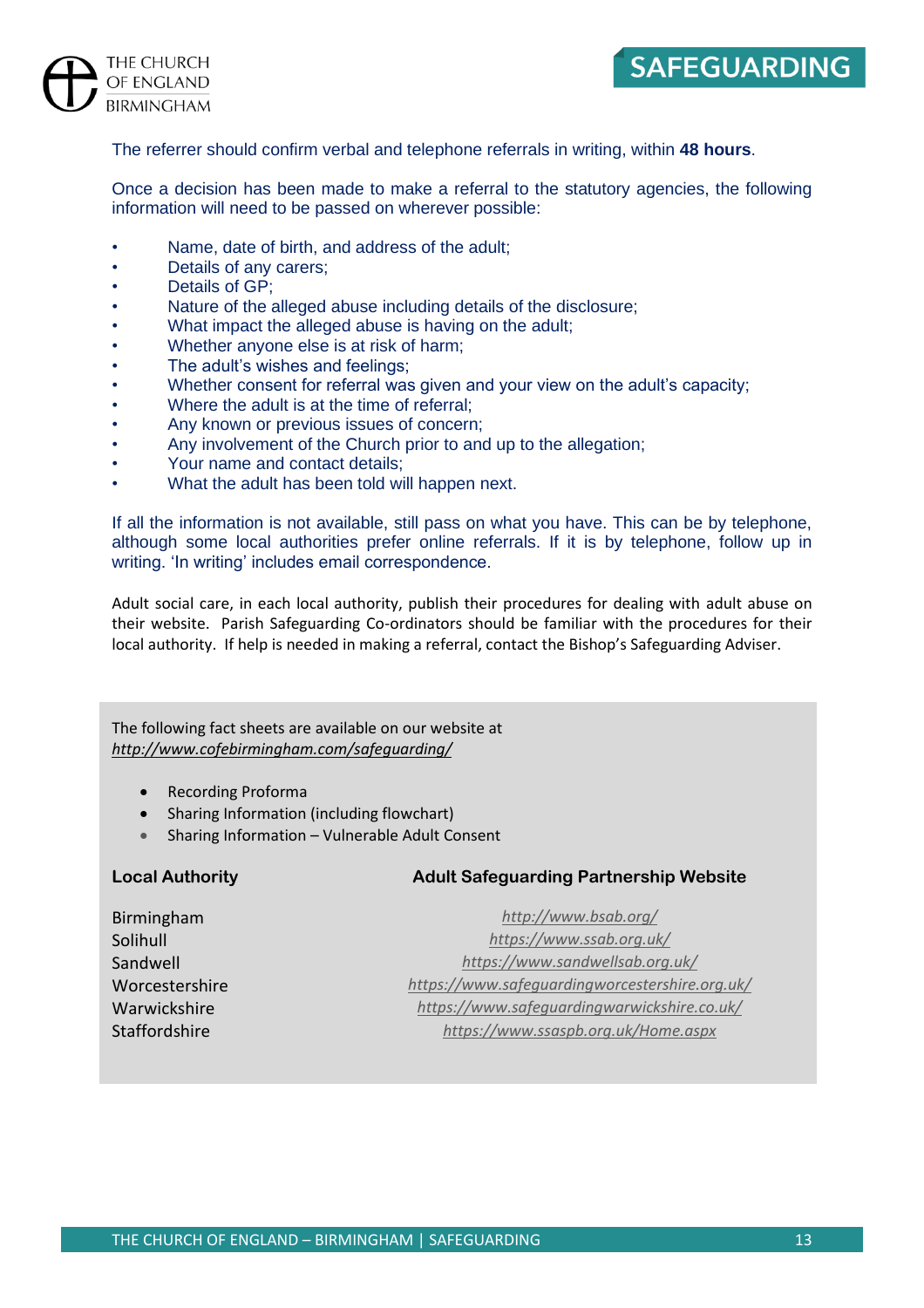The referrer should confirm verbal and telephone referrals in writing, within **48 hours**.

Once a decision has been made to make a referral to the statutory agencies, the following information will need to be passed on wherever possible:

- Name, date of birth, and address of the adult;
- Details of any carers;
- Details of GP;
- Nature of the alleged abuse including details of the disclosure;
- What impact the alleged abuse is having on the adult;
- Whether anyone else is at risk of harm;
- The adult's wishes and feelings;
- Whether consent for referral was given and your view on the adult's capacity;
- Where the adult is at the time of referral;
- Any known or previous issues of concern;
- Any involvement of the Church prior to and up to the allegation;
- Your name and contact details;
- What the adult has been told will happen next.

If all the information is not available, still pass on what you have. This can be by telephone, although some local authorities prefer online referrals. If it is by telephone, follow up in writing. 'In writing' includes email correspondence.

Adult social care, in each local authority, publish their procedures for dealing with adult abuse on their website. Parish Safeguarding Co-ordinators should be familiar with the procedures for their local authority. If help is needed in making a referral, contact the Bishop's Safeguarding Adviser.

The following fact sheets are available on our website at *http://www.cofebirmingham.com/safeguarding/*

- Recording Proforma
- Sharing Information (including flowchart)
- Sharing Information – Vulnerable Adult Consent

| Local Authority | Adult Safeguarding Partnership Website |
|---|---|
| Birmingham | *http://www.bsab.org/* |
| Solihull | *https://www.ssab.org.uk/* |
| Sandwell | *https://www.sandwellsab.org.uk/* |
| Worcestershire | *https://www.safeguardingworcestershire.org.uk/* |
| Warwickshire | *https://www.safeguardingwarwickshire.co.uk/* |
| Staffordshire | *https://www.ssaspb.org.uk/Home.aspx* |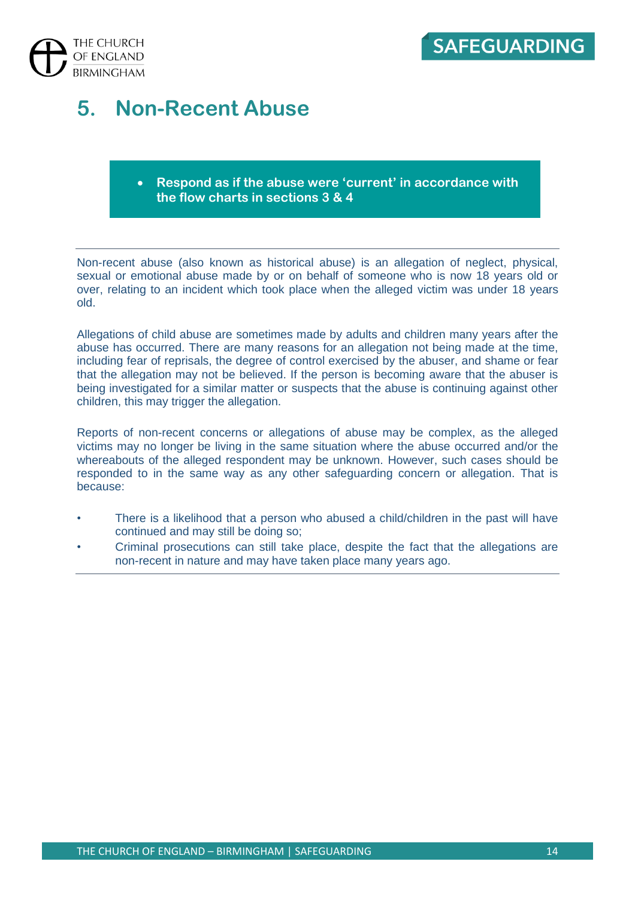# 5. Non-Recent Abuse

- **Respond as if the abuse were 'current' in accordance with the flow charts in sections 3 & 4**

---

Non-recent abuse (also known as historical abuse) is an allegation of neglect, physical, sexual or emotional abuse made by or on behalf of someone who is now 18 years old or over, relating to an incident which took place when the alleged victim was under 18 years old.

Allegations of child abuse are sometimes made by adults and children many years after the abuse has occurred. There are many reasons for an allegation not being made at the time, including fear of reprisals, the degree of control exercised by the abuser, and shame or fear that the allegation may not be believed. If the person is becoming aware that the abuser is being investigated for a similar matter or suspects that the abuse is continuing against other children, this may trigger the allegation.

Reports of non-recent concerns or allegations of abuse may be complex, as the alleged victims may no longer be living in the same situation where the abuse occurred and/or the whereabouts of the alleged respondent may be unknown. However, such cases should be responded to in the same way as any other safeguarding concern or allegation. That is because:

- There is a likelihood that a person who abused a child/children in the past will have continued and may still be doing so;
- Criminal prosecutions can still take place, despite the fact that the allegations are non-recent in nature and may have taken place many years ago.

---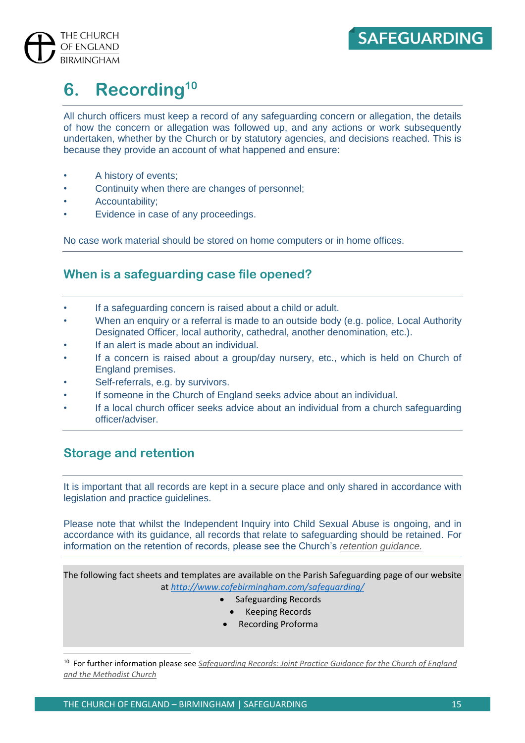# 6. Recording[10]

All church officers must keep a record of any safeguarding concern or allegation, the details of how the concern or allegation was followed up, and any actions or work subsequently undertaken, whether by the Church or by statutory agencies, and decisions reached. This is because they provide an account of what happened and ensure:

- A history of events;
- Continuity when there are changes of personnel;
- Accountability;
- Evidence in case of any proceedings.

No case work material should be stored on home computers or in home offices.

## When is a safeguarding case file opened?

- If a safeguarding concern is raised about a child or adult.
- When an enquiry or a referral is made to an outside body (e.g. police, Local Authority Designated Officer, local authority, cathedral, another denomination, etc.).
- If an alert is made about an individual.
- If a concern is raised about a group/day nursery, etc., which is held on Church of England premises.
- Self-referrals, e.g. by survivors.
- If someone in the Church of England seeks advice about an individual.
- If a local church officer seeks advice about an individual from a church safeguarding officer/adviser.

## Storage and retention

It is important that all records are kept in a secure place and only shared in accordance with legislation and practice guidelines.

Please note that whilst the Independent Inquiry into Child Sexual Abuse is ongoing, and in accordance with its guidance, all records that relate to safeguarding should be retained. For information on the retention of records, please see the Church's *retention guidance.*

The following fact sheets and templates are available on the Parish Safeguarding page of our website at *http://www.cofebirmingham.com/safeguarding/*

- Safeguarding Records
- Keeping Records
- Recording Proforma

[10] For further information please see *Safeguarding Records: Joint Practice Guidance for the Church of England and the Methodist Church*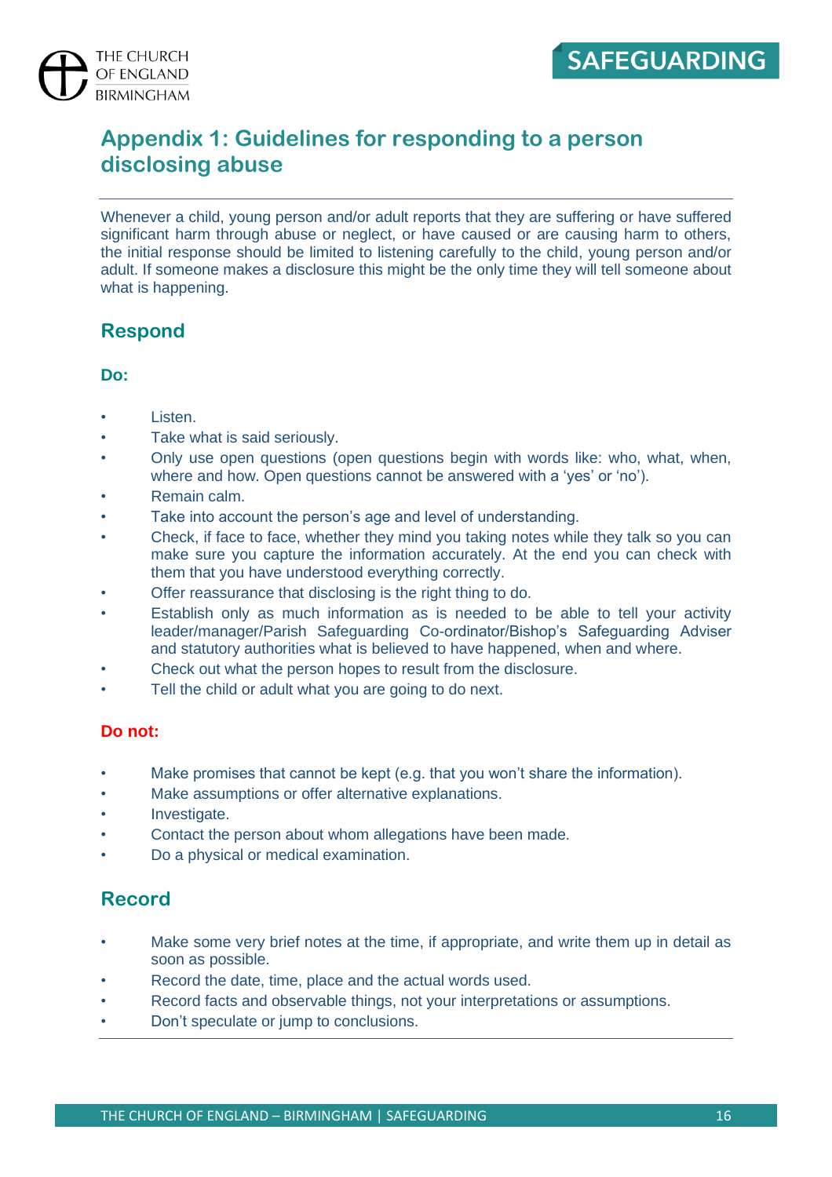# Appendix 1: Guidelines for responding to a person disclosing abuse

Whenever a child, young person and/or adult reports that they are suffering or have suffered significant harm through abuse or neglect, or have caused or are causing harm to others, the initial response should be limited to listening carefully to the child, young person and/or adult. If someone makes a disclosure this might be the only time they will tell someone about what is happening.

## Respond

**Do:**

- Listen.
- Take what is said seriously.
- Only use open questions (open questions begin with words like: who, what, when, where and how. Open questions cannot be answered with a 'yes' or 'no').
- Remain calm.
- Take into account the person's age and level of understanding.
- Check, if face to face, whether they mind you taking notes while they talk so you can make sure you capture the information accurately. At the end you can check with them that you have understood everything correctly.
- Offer reassurance that disclosing is the right thing to do.
- Establish only as much information as is needed to be able to tell your activity leader/manager/Parish Safeguarding Co-ordinator/Bishop's Safeguarding Adviser and statutory authorities what is believed to have happened, when and where.
- Check out what the person hopes to result from the disclosure.
- Tell the child or adult what you are going to do next.

**Do not:**

- Make promises that cannot be kept (e.g. that you won't share the information).
- Make assumptions or offer alternative explanations.
- Investigate.
- Contact the person about whom allegations have been made.
- Do a physical or medical examination.

## Record

- Make some very brief notes at the time, if appropriate, and write them up in detail as soon as possible.
- Record the date, time, place and the actual words used.
- Record facts and observable things, not your interpretations or assumptions.
- Don't speculate or jump to conclusions.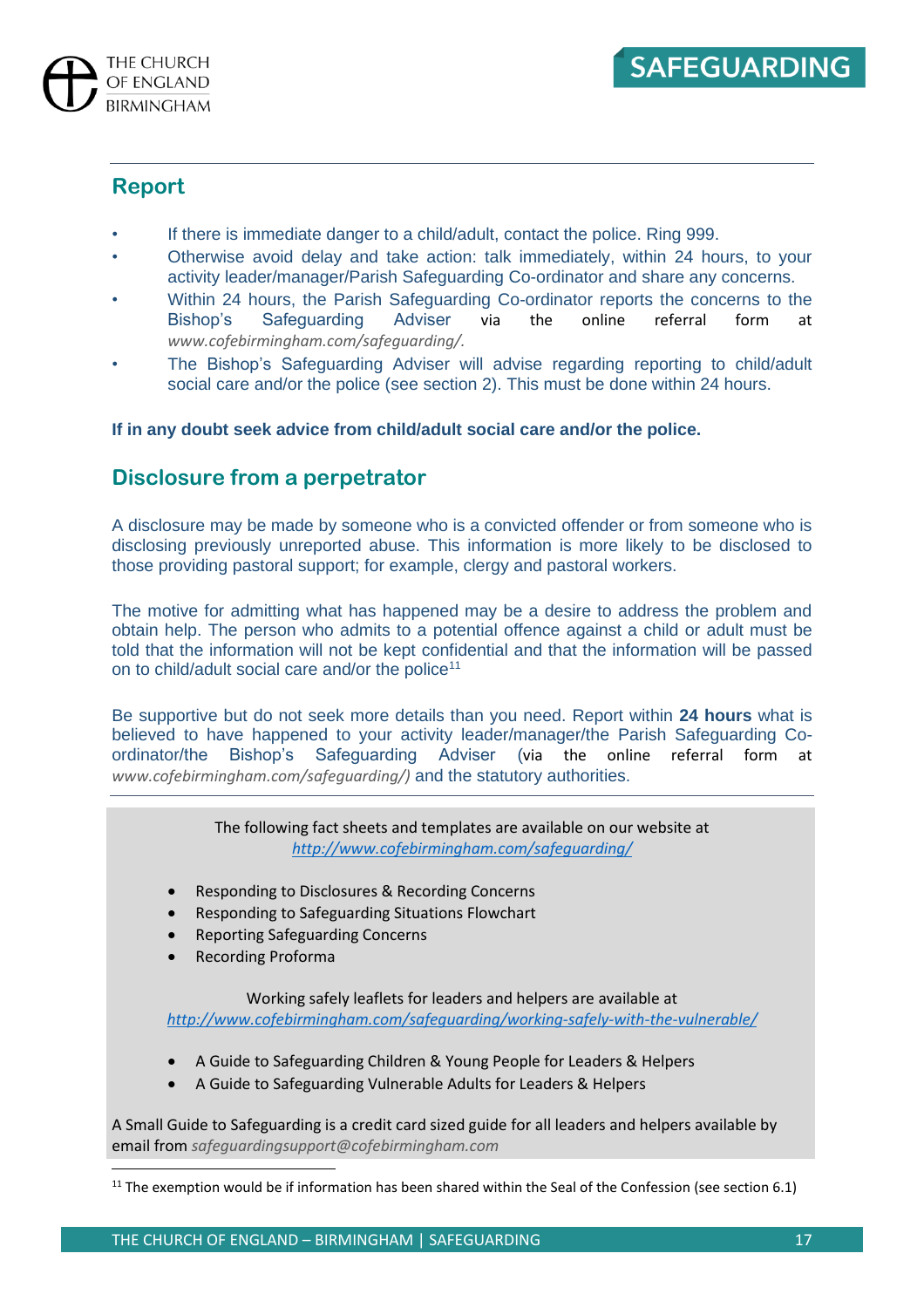## Report

- If there is immediate danger to a child/adult, contact the police. Ring 999.
- Otherwise avoid delay and take action: talk immediately, within 24 hours, to your activity leader/manager/Parish Safeguarding Co-ordinator and share any concerns.
- Within 24 hours, the Parish Safeguarding Co-ordinator reports the concerns to the Bishop's Safeguarding Adviser via the online referral form at *www.cofebirmingham.com/safeguarding/.*
- The Bishop's Safeguarding Adviser will advise regarding reporting to child/adult social care and/or the police (see section 2). This must be done within 24 hours.

**If in any doubt seek advice from child/adult social care and/or the police.**

## Disclosure from a perpetrator

A disclosure may be made by someone who is a convicted offender or from someone who is disclosing previously unreported abuse. This information is more likely to be disclosed to those providing pastoral support; for example, clergy and pastoral workers.

The motive for admitting what has happened may be a desire to address the problem and obtain help. The person who admits to a potential offence against a child or adult must be told that the information will not be kept confidential and that the information will be passed on to child/adult social care and/or the police[11]

Be supportive but do not seek more details than you need. Report within **24 hours** what is believed to have happened to your activity leader/manager/the Parish Safeguarding Co-ordinator/the Bishop's Safeguarding Adviser (via the online referral form at *www.cofebirmingham.com/safeguarding/)* and the statutory authorities.

The following fact sheets and templates are available on our website at *http://www.cofebirmingham.com/safeguarding/*

- Responding to Disclosures & Recording Concerns
- Responding to Safeguarding Situations Flowchart
- Reporting Safeguarding Concerns
- Recording Proforma

Working safely leaflets for leaders and helpers are available at *http://www.cofebirmingham.com/safeguarding/working-safely-with-the-vulnerable/*

- A Guide to Safeguarding Children & Young People for Leaders & Helpers
- A Guide to Safeguarding Vulnerable Adults for Leaders & Helpers

A Small Guide to Safeguarding is a credit card guide for all leaders and helpers available by email from *safeguardingsupport@cofebirmingham.com*

[11] The exemption would be if information has been shared within the Seal of the Confession (see section 6.1)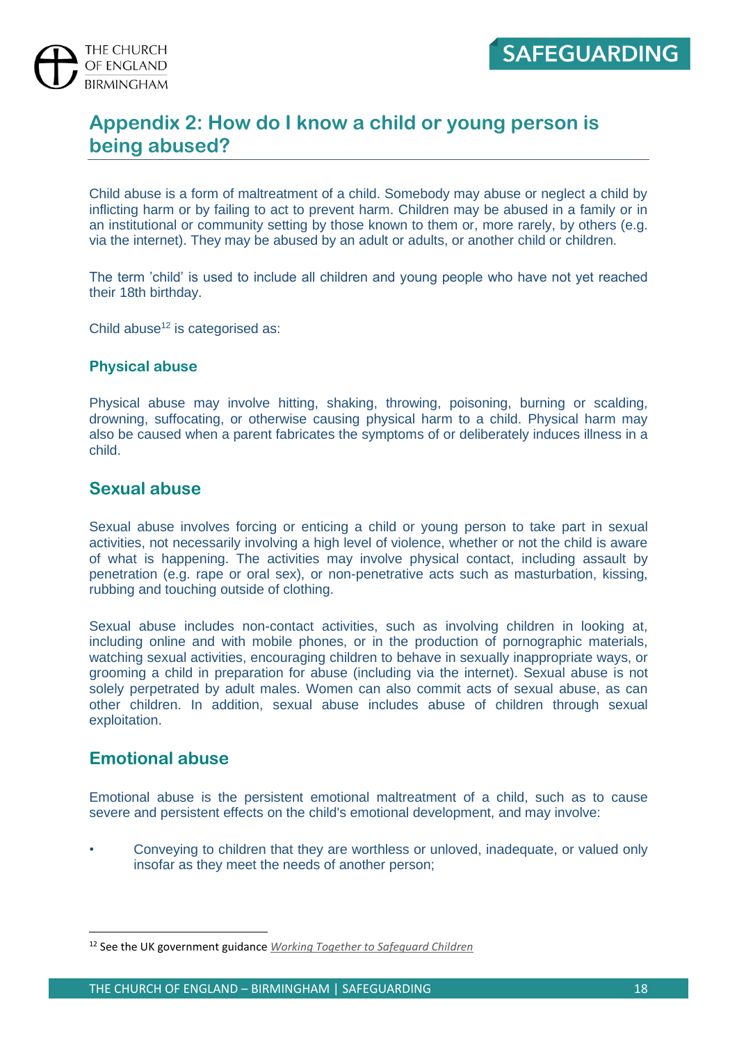## Appendix 2: How do I know a child or young person is being abused?

Child abuse is a form of maltreatment of a child. Somebody may abuse or neglect a child by inflicting harm or by failing to act to prevent harm. Children may be abused in a family or in an institutional or community setting by those known to them or, more rarely, by others (e.g. via the internet). They may be abused by an adult or adults, or another child or children.

The term 'child' is used to include all children and young people who have not yet reached their 18th birthday.

Child abuse[12] is categorised as:

### Physical abuse

Physical abuse may involve hitting, shaking, throwing, poisoning, burning or scalding, drowning, suffocating, or otherwise causing physical harm to a child. Physical harm may also be caused when a parent fabricates the symptoms of or deliberately induces illness in a child.

### Sexual abuse

Sexual abuse involves forcing or enticing a child or young person to take part in sexual activities, not necessarily involving a high level of violence, whether or not the child is aware of what is happening. The activities may involve physical contact, including assault by penetration (e.g. rape or oral sex), or non-penetrative acts such as masturbation, kissing, rubbing and touching outside of clothing.

Sexual abuse includes non-contact activities, such as involving children in looking at, including online and with mobile phones, or in the production of pornographic materials, watching sexual activities, encouraging children to behave in sexually inappropriate ways, or grooming a child in preparation for abuse (including via the internet). Sexual abuse is not solely perpetrated by adult males. Women can also commit acts of sexual abuse, as can other children. In addition, sexual abuse includes abuse of children through sexual exploitation.

### Emotional abuse

Emotional abuse is the persistent emotional maltreatment of a child, such as to cause severe and persistent effects on the child's emotional development, and may involve:

- Conveying to children that they are worthless or unloved, inadequate, or valued only insofar as they meet the needs of another person;

[12] See the UK government guidance *Working Together to Safeguard Children*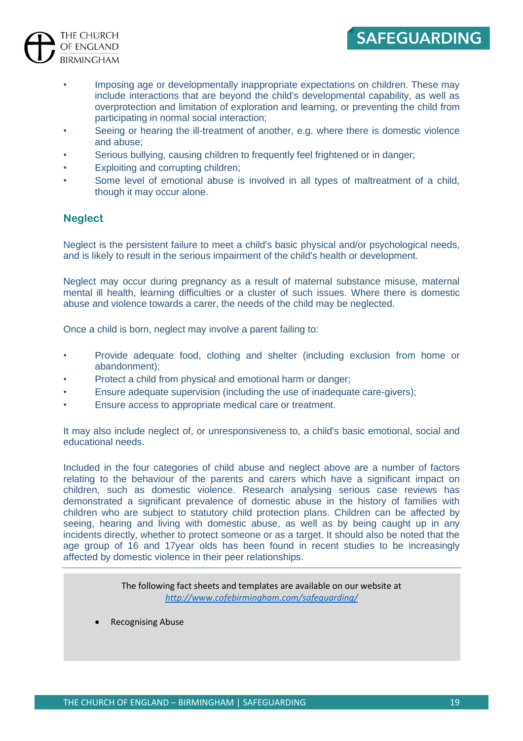- Imposing age or developmentally inappropriate expectations on children. These may include interactions that are beyond the child's developmental capability, as well as overprotection and limitation of exploration and learning, or preventing the child from participating in normal social interaction;
- Seeing or hearing the ill-treatment of another, e.g. where there is domestic violence and abuse;
- Serious bullying, causing children to frequently feel frightened or in danger;
- Exploiting and corrupting children;
- Some level of emotional abuse is involved in all types of maltreatment of a child, though it may occur alone.

### Neglect

Neglect is the persistent failure to meet a child's basic physical and/or psychological needs, and is likely to result in the serious impairment of the child's health or development.

Neglect may occur during pregnancy as a result of maternal substance misuse, maternal mental ill health, learning difficulties or a cluster of such issues. Where there is domestic abuse and violence towards a carer, the needs of the child may be neglected.

Once a child is born, neglect may involve a parent failing to:

- Provide adequate food, clothing and shelter (including exclusion from home or abandonment);
- Protect a child from physical and emotional harm or danger;
- Ensure adequate supervision (including the use of inadequate care-givers);
- Ensure access to appropriate medical care or treatment.

It may also include neglect of, or unresponsiveness to, a child's basic emotional, social and educational needs.

Included in the four categories of child abuse and neglect above are a number of factors relating to the behaviour of the parents and carers which have a significant impact on children, such as domestic violence. Research analysing serious case reviews has demonstrated a significant prevalence of domestic abuse in the history of families with children who are subject to statutory child protection plans. Children can be affected by seeing, hearing and living with domestic abuse, as well as by being caught up in any incidents directly, whether to protect someone or as a target. It should also be noted that the age group of 16 and 17year olds has been found in recent studies to be increasingly affected by domestic violence in their peer relationships.

---

The following fact sheets and templates are available on our website at
*http://www.cofebirmingham.com/safeguarding/*

- Recognising Abuse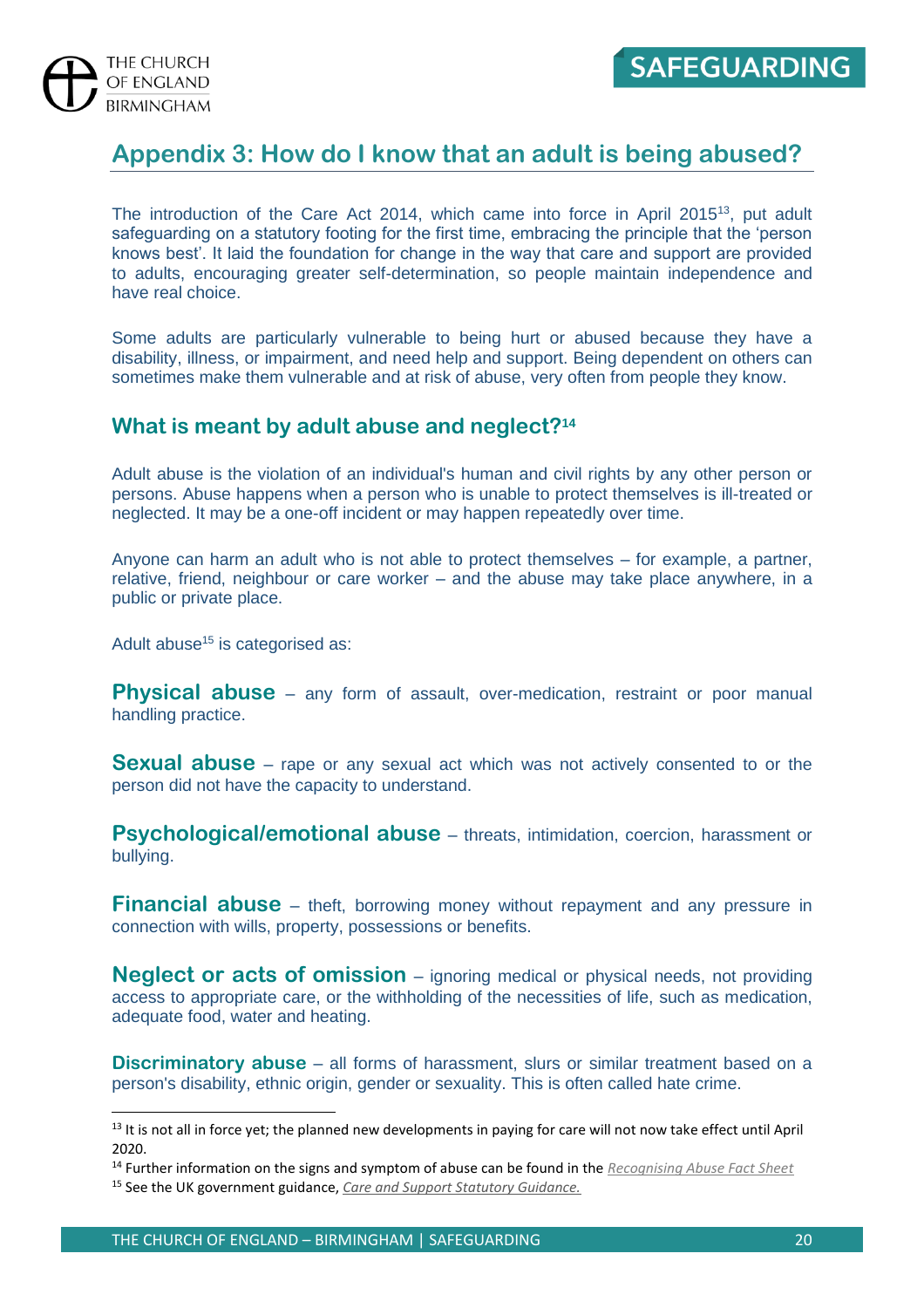## Appendix 3: How do I know that an adult is being abused?

The introduction of the Care Act 2014, which came into force in April 2015[13], put adult safeguarding on a statutory footing for the first time, embracing the principle that the 'person knows best'. It laid the foundation for change in the way that care and support are provided to adults, encouraging greater self-determination, so people maintain independence and have real choice.

Some adults are particularly vulnerable to being hurt or abused because they have a disability, illness, or impairment, and need help and support. Being dependent on others can sometimes make them vulnerable and at risk of abuse, very often from people they know.

### What is meant by adult abuse and neglect?[14]

Adult abuse is the violation of an individual's human and civil rights by any other person or persons. Abuse happens when a person who is unable to protect themselves is ill-treated or neglected. It may be a one-off incident or may happen repeatedly over time.

Anyone can harm an adult who is not able to protect themselves – for example, a partner, relative, friend, neighbour or care worker – and the abuse may take place anywhere, in a public or private place.

Adult abuse[15] is categorised as:

**Physical abuse** – any form of assault, over-medication, restraint or poor manual handling practice.

**Sexual abuse** – rape or any sexual act which was not actively consented to or the person did not have the capacity to understand.

**Psychological/emotional abuse** – threats, intimidation, coercion, harassment or bullying.

**Financial abuse** – theft, borrowing money without repayment and any pressure in connection with wills, property, possessions or benefits.

**Neglect or acts of omission** – ignoring medical or physical needs, not providing access to appropriate care, or the withholding of the necessities of life, such as medication, adequate food, water and heating.

**Discriminatory abuse** – all forms of harassment, slurs or similar treatment based on a person's disability, ethnic origin, gender or sexuality. This is often called hate crime.

---

[13] It is not all in force yet; the planned new developments in paying for care will not now take effect until April 2020.

[14] Further information on the signs and symptom of abuse can be found in the *Recognising Abuse Fact Sheet*

[15] See the UK government guidance, *Care and Support Statutory Guidance.*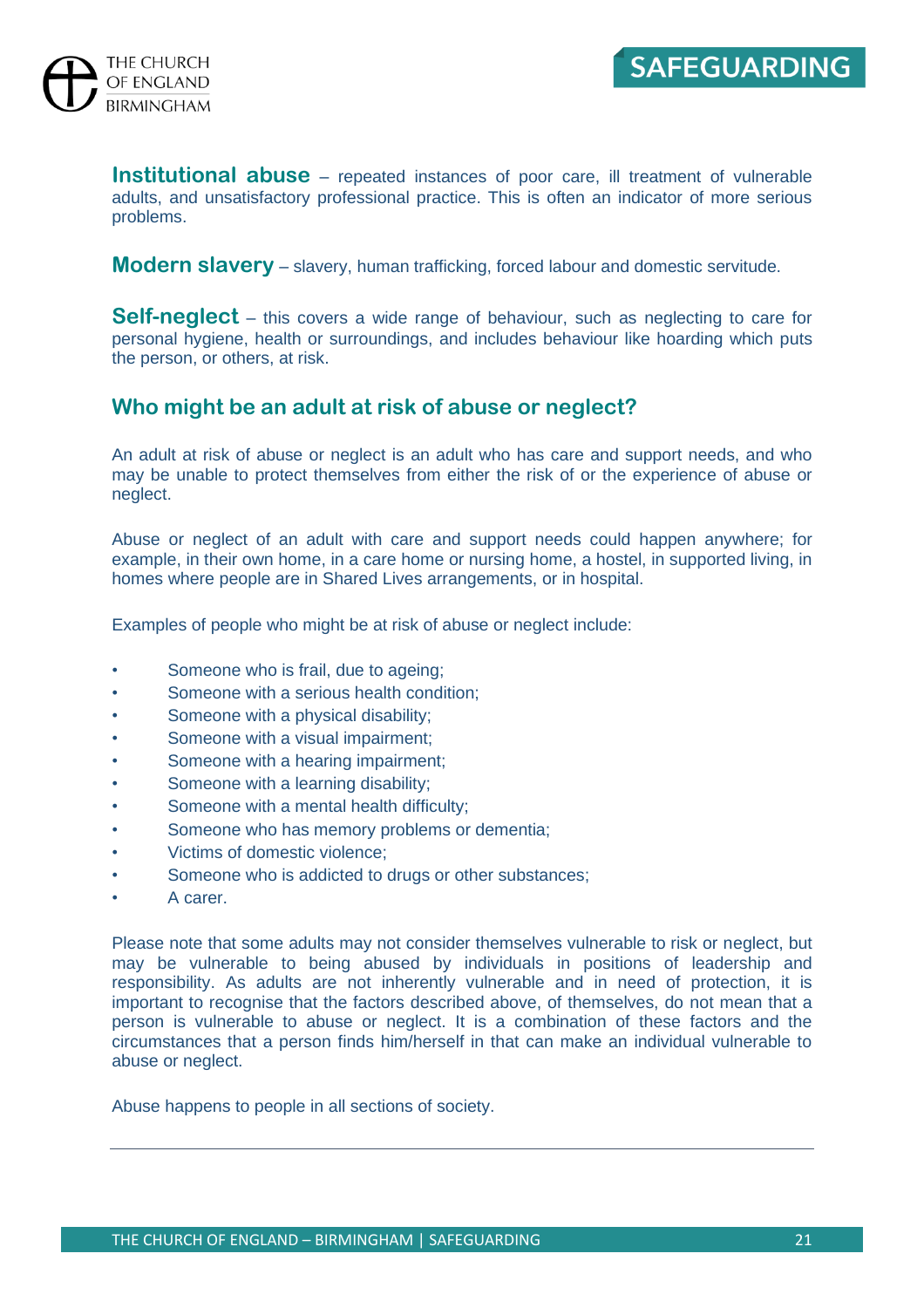**Institutional abuse** – repeated instances of poor care, ill treatment of vulnerable adults, and unsatisfactory professional practice. This is often an indicator of more serious problems.

**Modern slavery** – slavery, human trafficking, forced labour and domestic servitude.

**Self-neglect** – this covers a wide range of behaviour, such as neglecting to care for personal hygiene, health or surroundings, and includes behaviour like hoarding which puts the person, or others, at risk.

## Who might be an adult at risk of abuse or neglect?

An adult at risk of abuse or neglect is an adult who has care and support needs, and who may be unable to protect themselves from either the risk of or the experience of abuse or neglect.

Abuse or neglect of an adult with care and support needs could happen anywhere; for example, in their own home, in a care home or nursing home, a hostel, in supported living, in homes where people are in Shared Lives arrangements, or in hospital.

Examples of people who might be at risk of abuse or neglect include:

- Someone who is frail, due to ageing;
- Someone with a serious health condition;
- Someone with a physical disability;
- Someone with a visual impairment;
- Someone with a hearing impairment;
- Someone with a learning disability;
- Someone with a mental health difficulty;
- Someone who has memory problems or dementia;
- Victims of domestic violence;
- Someone who is addicted to drugs or other substances;
- A carer.

Please note that some adults may not consider themselves vulnerable to risk or neglect, but may be vulnerable to being abused by individuals in positions of leadership and responsibility. As adults are not inherently vulnerable and in need of protection, it is important to recognise that the factors described above, of themselves, do not mean that a person is vulnerable to abuse or neglect. It is a combination of these factors and the circumstances that a person finds him/herself in that can make an individual vulnerable to abuse or neglect.

Abuse happens to people in all sections of society.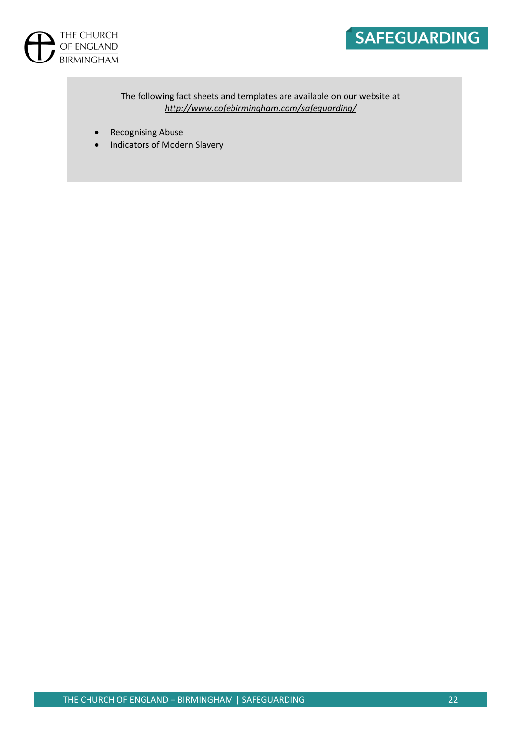The following fact sheets and templates are available on our website at
*http://www.cofebirmingham.com/safeguarding/*

- Recognising Abuse
- Indicators of Modern Slavery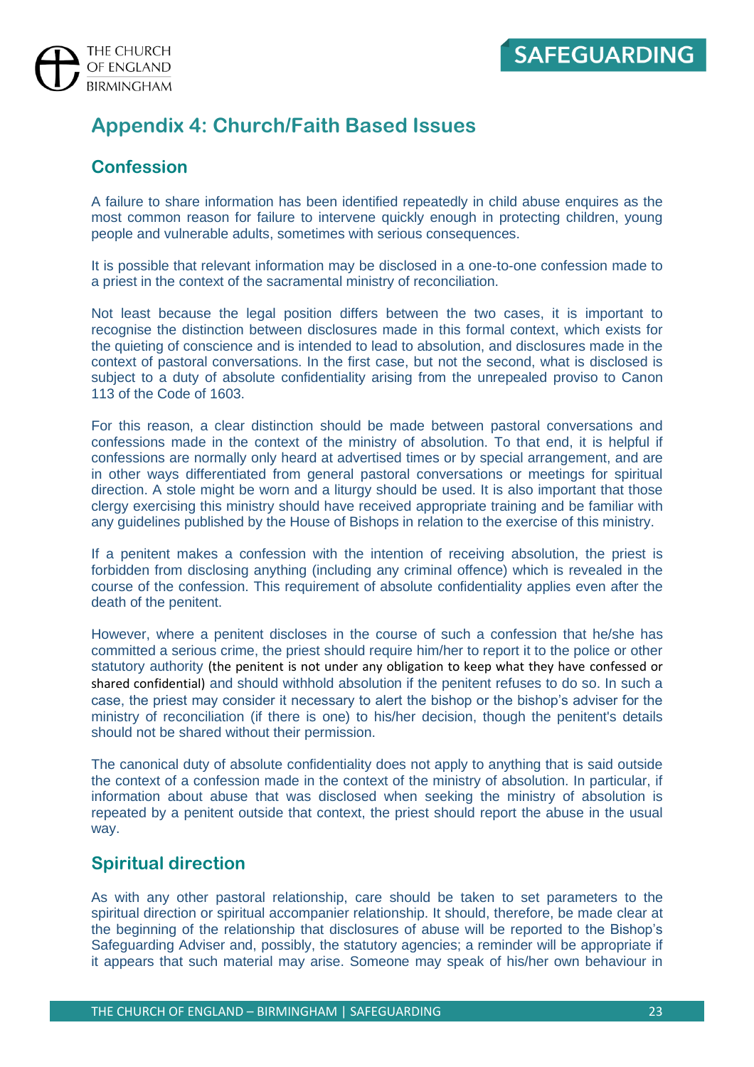## Appendix 4: Church/Faith Based Issues

### Confession

A failure to share information has been identified repeatedly in child abuse enquires as the most common reason for failure to intervene quickly enough in protecting children, young people and vulnerable adults, sometimes with serious consequences.

It is possible that relevant information may be disclosed in a one-to-one confession made to a priest in the context of the sacramental ministry of reconciliation.

Not least because the legal position differs between the two cases, it is important to recognise the distinction between disclosures made in this formal context, which exists for the quieting of conscience and is intended to lead to absolution, and disclosures made in the context of pastoral conversations. In the first case, but not the second, what is disclosed is subject to a duty of absolute confidentiality arising from the unrepealed proviso to Canon 113 of the Code of 1603.

For this reason, a clear distinction should be made between pastoral conversations and confessions made in the context of the ministry of absolution. To that end, it is helpful if confessions are normally only heard at advertised times or by special arrangement, and are in other ways differentiated from general pastoral conversations or meetings for spiritual direction. A stole might be worn and a liturgy should be used. It is also important that those clergy exercising this ministry should have received appropriate training and be familiar with any guidelines published by the House of Bishops in relation to the exercise of this ministry.

If a penitent makes a confession with the intention of receiving absolution, the priest is forbidden from disclosing anything (including any criminal offence) which is revealed in the course of the confession. This requirement of absolute confidentiality applies even after the death of the penitent.

However, where a penitent discloses in the course of such a confession that he/she has committed a serious crime, the priest should require him/her to report it to the police or other statutory authority (the penitent is not under any obligation to keep what they have confessed or shared confidential) and should withhold absolution if the penitent refuses to do so. In such a case, the priest may consider it necessary to alert the bishop or the bishop's adviser for the ministry of reconciliation (if there is one) to his/her decision, though the penitent's details should not be shared without their permission.

The canonical duty of absolute confidentiality does not apply to anything that is said outside the context of a confession made in the context of the ministry of absolution. In particular, if information about abuse that was disclosed when seeking the ministry of absolution is repeated by a penitent outside that context, the priest should report the abuse in the usual way.

### Spiritual direction

As with any other pastoral relationship, care should be taken to set parameters to the spiritual direction or spiritual accompanier relationship. It should, therefore, be made clear at the beginning of the relationship that disclosures of abuse will be reported to the Bishop's Safeguarding Adviser and, possibly, the statutory agencies; a reminder will be appropriate if it appears that such material may arise. Someone may speak of his/her own behaviour in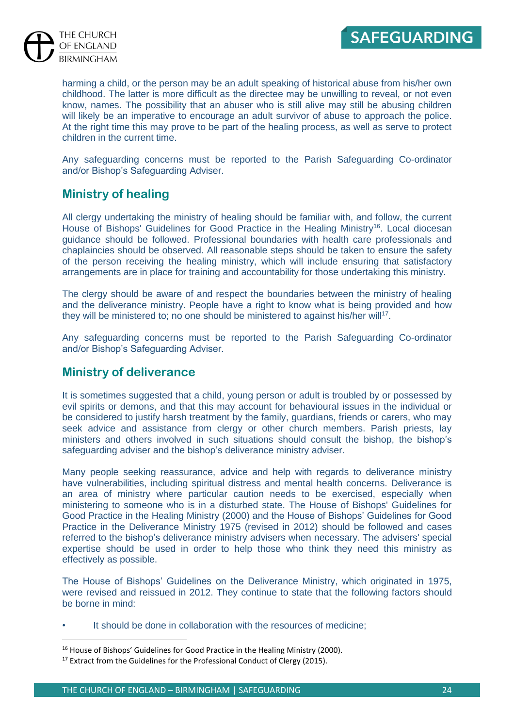harming a child, or the person may be an adult speaking of historical abuse from his/her own childhood. The latter is more difficult as the directee may be unwilling to reveal, or not even know, names. The possibility that an abuser who is still alive may still be abusing children will likely be an imperative to encourage an adult survivor of abuse to approach the police. At the right time this may prove to be part of the healing process, as well as serve to protect children in the current time.

Any safeguarding concerns must be reported to the Parish Safeguarding Co-ordinator and/or Bishop's Safeguarding Adviser.

## Ministry of healing

All clergy undertaking the ministry of healing should be familiar with, and follow, the current House of Bishops' Guidelines for Good Practice in the Healing Ministry[16]. Local diocesan guidance should be followed. Professional boundaries with health care professionals and chaplaincies should be observed. All reasonable steps should be taken to ensure the safety of the person receiving the healing ministry, which will include ensuring that satisfactory arrangements are in place for training and accountability for those undertaking this ministry.

The clergy should be aware of and respect the boundaries between the ministry of healing and the deliverance ministry. People have a right to know what is being provided and how they will be ministered to; no one should be ministered to against his/her will[17].

Any safeguarding concerns must be reported to the Parish Safeguarding Co-ordinator and/or Bishop's Safeguarding Adviser.

## Ministry of deliverance

It is sometimes suggested that a child, young person or adult is troubled by or possessed by evil spirits or demons, and that this may account for behavioural issues in the individual or be considered to justify harsh treatment by the family, guardians, friends or carers, who may seek advice and assistance from clergy or other church members. Parish priests, lay ministers and others involved in such situations should consult the bishop, the bishop's safeguarding adviser and the bishop's deliverance ministry adviser.

Many people seeking reassurance, advice and help with regards to deliverance ministry have vulnerabilities, including spiritual distress and mental health concerns. Deliverance is an area of ministry where particular caution needs to be exercised, especially when ministering to someone who is in a disturbed state. The House of Bishops' Guidelines for Good Practice in the Healing Ministry (2000) and the House of Bishops' Guidelines for Good Practice in the Deliverance Ministry 1975 (revised in 2012) should be followed and cases referred to the bishop's deliverance ministry advisers when necessary. The advisers' special expertise should be used in order to help those who think they need this ministry as effectively as possible.

The House of Bishops' Guidelines on the Deliverance Ministry, which originated in 1975, were revised and reissued in 2012. They continue to state that the following factors should be borne in mind:

- It should be done in collaboration with the resources of medicine;

[16] House of Bishops' Guidelines for Good Practice in the Healing Ministry (2000).

[17] Extract from the Guidelines for the Professional Conduct of Clergy (2015).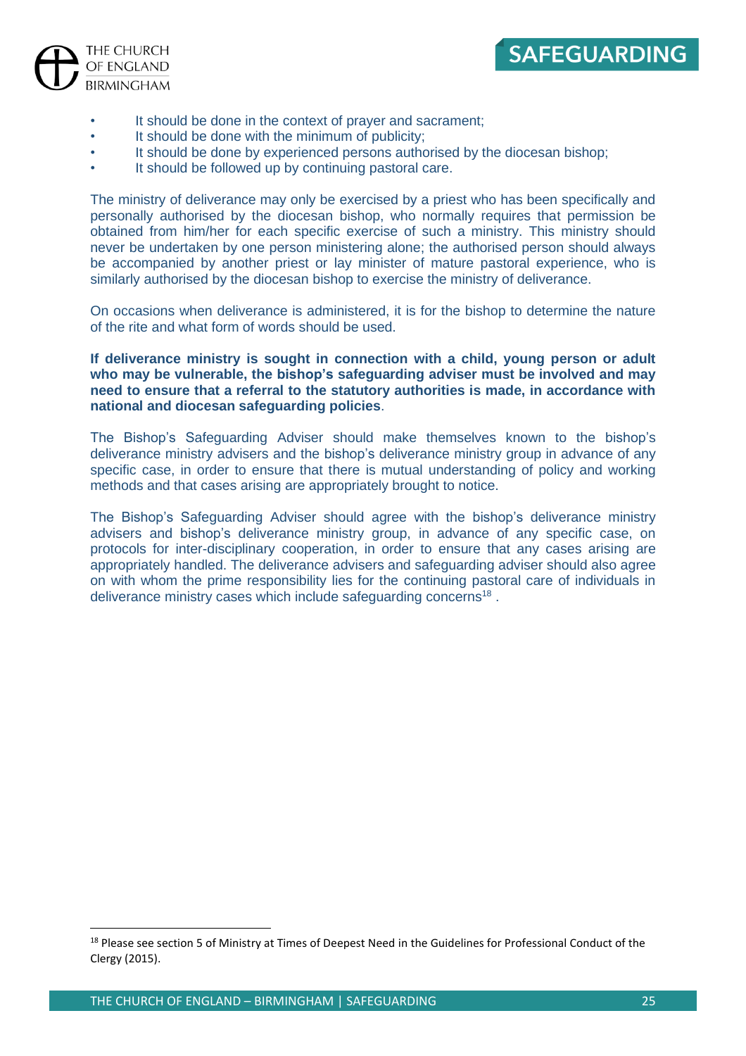- It should be done in the context of prayer and sacrament;
- It should be done with the minimum of publicity;
- It should be done by experienced persons authorised by the diocesan bishop;
- It should be followed up by continuing pastoral care.

The ministry of deliverance may only be exercised by a priest who has been specifically and personally authorised by the diocesan bishop, who normally requires that permission be obtained from him/her for each specific exercise of such a ministry. This ministry should never be undertaken by one person ministering alone; the authorised person should always be accompanied by another priest or lay minister of mature pastoral experience, who is similarly authorised by the diocesan bishop to exercise the ministry of deliverance.

On occasions when deliverance is administered, it is for the bishop to determine the nature of the rite and what form of words should be used.

**If deliverance ministry is sought in connection with a child, young person or adult who may be vulnerable, the bishop's safeguarding adviser must be involved and may need to ensure that a referral to the statutory authorities is made, in accordance with national and diocesan safeguarding policies**.

The Bishop's Safeguarding Adviser should make themselves known to the bishop's deliverance ministry advisers and the bishop's deliverance ministry group in advance of any specific case, in order to ensure that there is mutual understanding of policy and working methods and that cases arising are appropriately brought to notice.

The Bishop's Safeguarding Adviser should agree with the bishop's deliverance ministry advisers and bishop's deliverance ministry group, in advance of any specific case, on protocols for inter-disciplinary cooperation, in order to ensure that any cases arising are appropriately handled. The deliverance advisers and safeguarding adviser should also agree on with whom the prime responsibility lies for the continuing pastoral care of individuals in deliverance ministry cases which include safeguarding concerns[18] .

[18] Please see section 5 of Ministry at Times of Deepest Need in the Guidelines for Professional Conduct of the Clergy (2015).